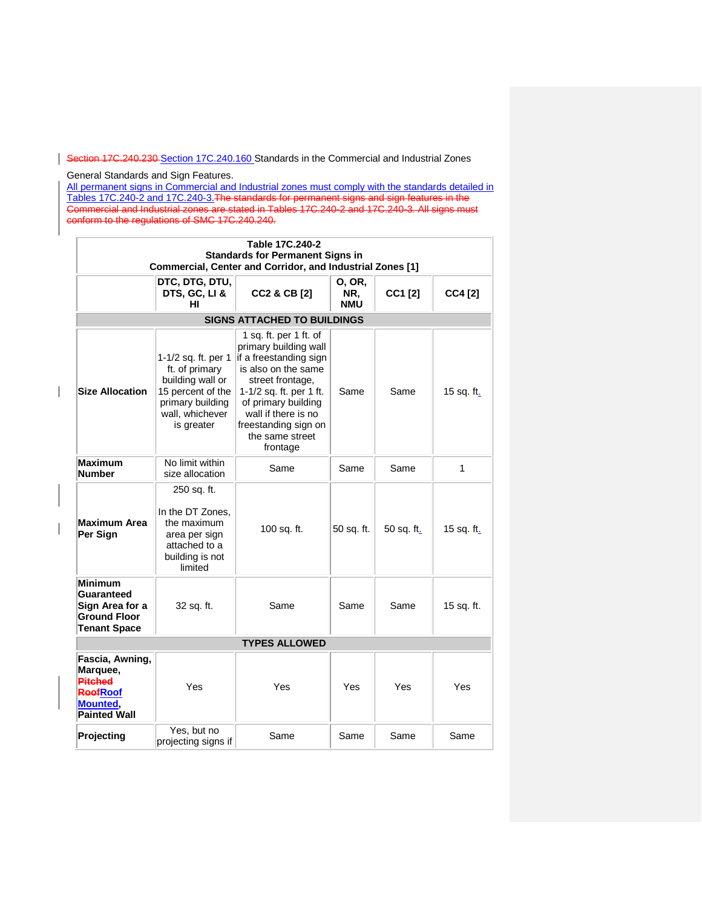~~Section 17C.240.230~~ Section 17C.240.160 Standards in the Commercial and Industrial Zones

General Standards and Sign Features.
All permanent signs in Commercial and Industrial zones must comply with the standards detailed in Tables 17C.240-2 and 17C.240-3. ~~The standards for permanent signs and sign features in the Commercial and Industrial zones are stated in Tables 17C.240-2 and 17C.240-3. All signs must conform to the regulations of SMC 17C.240.240.~~

| Table 17C.240-2 Standards for Permanent Signs in Commercial, Center and Corridor, and Industrial Zones [1] | | | | | |
|---|---|---|---|---|---|
| | **DTC, DTG, DTU, DTS, GC, LI & HI** | **CC2 & CB [2]** | **O, OR, NR, NMU** | **CC1 [2]** | **CC4 [2]** |
| **SIGNS ATTACHED TO BUILDINGS** | | | | | |
| **Size Allocation** | 1-1/2 sq. ft. per 1 ft. of primary building wall or 15 percent of the primary building wall, whichever is greater | 1 sq. ft. per 1 ft. of primary building wall if a freestanding sign is also on the same street frontage, 1-1/2 sq. ft. per 1 ft. of primary building wall if there is no freestanding sign on the same street frontage | Same | Same | 15 sq. ft. |
| **Maximum Number** | No limit within size allocation | Same | Same | Same | 1 |
| **Maximum Area Per Sign** | 250 sq. ft.<br><br>In the DT Zones, the maximum area per sign attached to a building is not limited | 100 sq. ft. | 50 sq. ft. | 50 sq. ft. | 15 sq. ft. |
| **Minimum Guaranteed Sign Area for a Ground Floor Tenant Space** | 32 sq. ft. | Same | Same | Same | 15 sq. ft. |
| **TYPES ALLOWED** | | | | | |
| **Fascia, Awning, Marquee, ~~Pitched Roof~~Roof Mounted, Painted Wall** | Yes | Yes | Yes | Yes | Yes |
| **Projecting** | Yes, but no projecting signs if | Same | Same | Same | Same |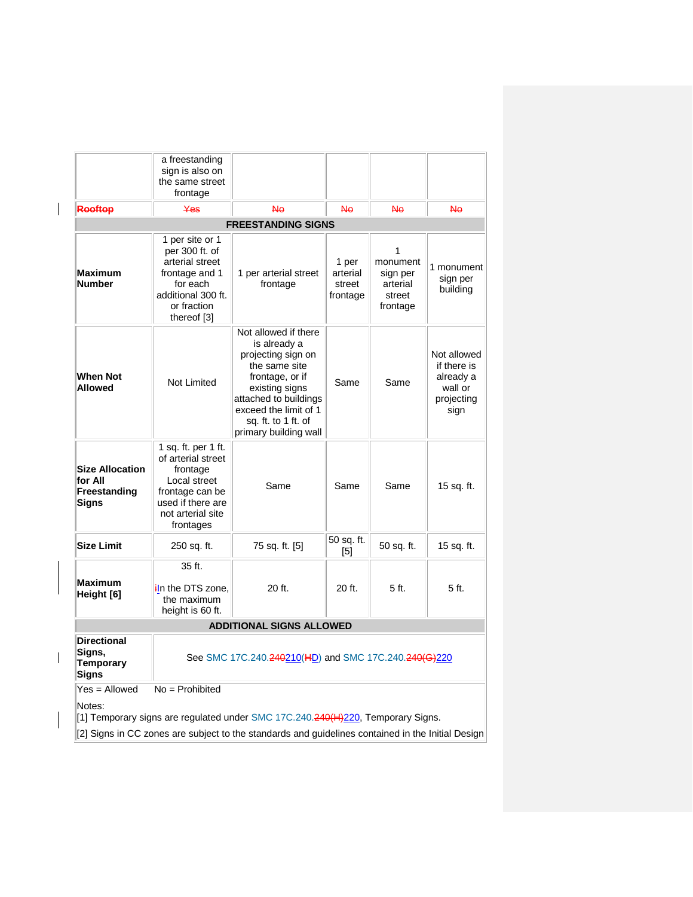| | | | | | |
|---|---|---|---|---|---|
| | a freestanding sign is also on the same street frontage | | | | |
| ~~Rooftop~~ | ~~Yes~~ | ~~No~~ | ~~No~~ | ~~No~~ | ~~No~~ |
| **FREESTANDING SIGNS** | | | | | |
| **Maximum Number** | 1 per site or 1 per 300 ft. of arterial street frontage and 1 for each additional 300 ft. or fraction thereof [3] | 1 per arterial street frontage | 1 per arterial street frontage | 1 monument sign per arterial street frontage | 1 monument sign per building |
| **When Not Allowed** | Not Limited | Not allowed if there is already a projecting sign on the same site frontage, or if existing signs attached to buildings exceed the limit of 1 sq. ft. to 1 ft. of primary building wall | Same | Same | Not allowed if there is already a wall or projecting sign |
| **Size Allocation for All Freestanding Signs** | 1 sq. ft. per 1 ft. of arterial street frontage Local street frontage can be used if there are not arterial site frontages | Same | Same | Same | 15 sq. ft. |
| **Size Limit** | 250 sq. ft. | 75 sq. ft. [5] | 50 sq. ft. [5] | 50 sq. ft. | 15 sq. ft. |
| **Maximum Height [6]** | 35 ft. In the DTS zone, the maximum height is 60 ft. | 20 ft. | 20 ft. | 5 ft. | 5 ft. |
| **ADDITIONAL SIGNS ALLOWED** | | | | | |
| **Directional Signs, Temporary Signs** | See SMC 17C.240.~~240~~210(~~H~~D) and SMC 17C.240.~~240(G)~~220 | | | | |
| Yes = Allowed | No = Prohibited | | | | |

Notes:
[1] Temporary signs are regulated under SMC 17C.240.~~240(H)~~220, Temporary Signs.
[2] Signs in CC zones are subject to the standards and guidelines contained in the Initial Design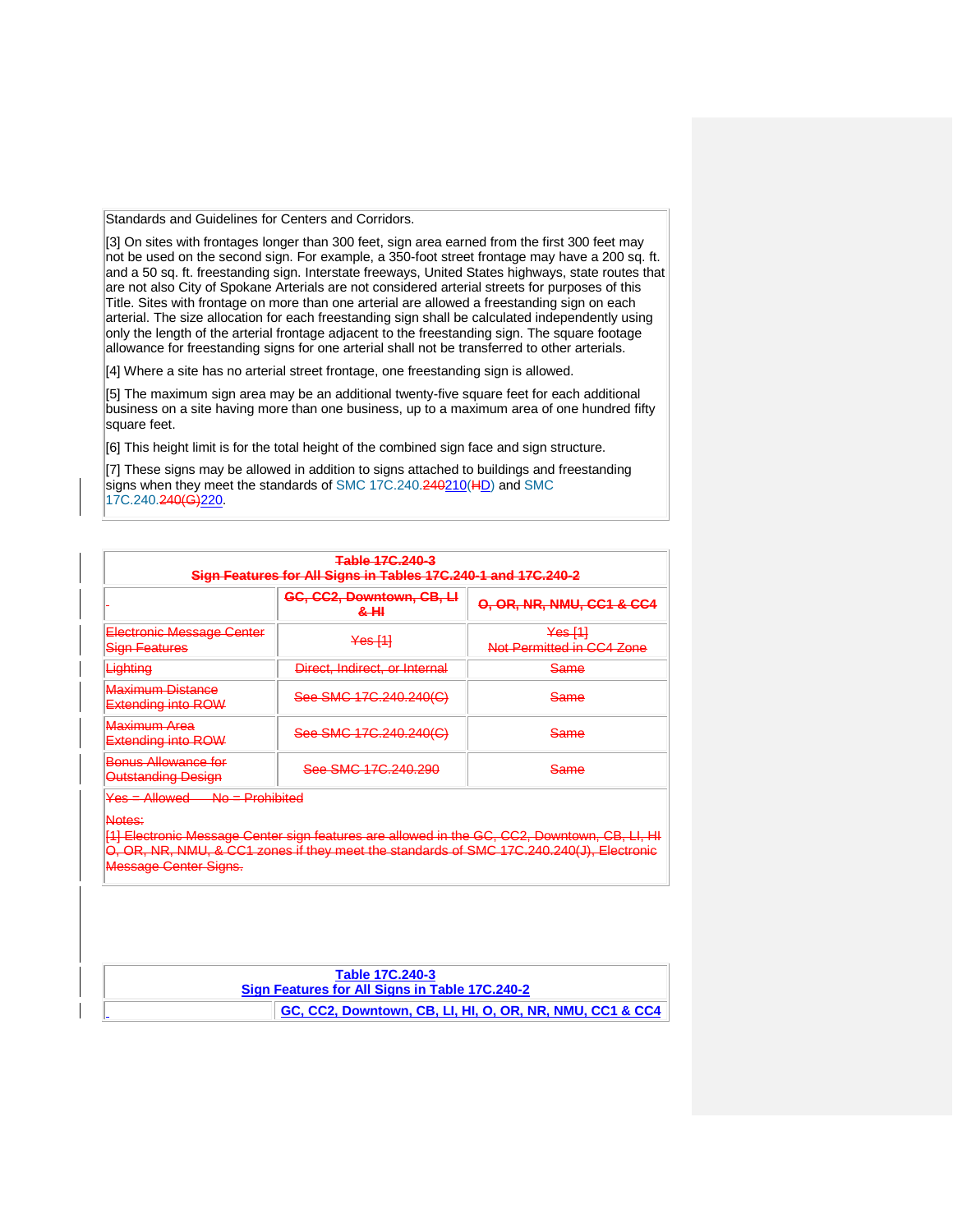Standards and Guidelines for Centers and Corridors.

[3] On sites with frontages longer than 300 feet, sign area earned from the first 300 feet may not be used on the second sign. For example, a 350-foot street frontage may have a 200 sq. ft. and a 50 sq. ft. freestanding sign. Interstate freeways, United States highways, state routes that are not also City of Spokane Arterials are not considered arterial streets for purposes of this Title. Sites with frontage on more than one arterial are allowed a freestanding sign on each arterial. The size allocation for each freestanding sign shall be calculated independently using only the length of the arterial frontage adjacent to the freestanding sign. The square footage allowance for freestanding signs for one arterial shall not be transferred to other arterials.

[4] Where a site has no arterial street frontage, one freestanding sign is allowed.

[5] The maximum sign area may be an additional twenty-five square feet for each additional business on a site having more than one business, up to a maximum area of one hundred fifty square feet.

[6] This height limit is for the total height of the combined sign face and sign structure.

[7] These signs may be allowed in addition to signs attached to buildings and freestanding signs when they meet the standards of SMC 17C.240.~~240~~210(~~H~~D) and SMC 17C.240.~~240(G)~~220.

~~Table 17C.240-3~~
~~Sign Features for All Signs in Tables 17C.240-1 and 17C.240-2~~

| | ~~GC, CC2, Downtown, CB, LI & HI~~ | ~~O, OR, NR, NMU, CC1 & CC4~~ |
|---|---|---|
| ~~Electronic Message Center Sign Features~~ | ~~Yes [1]~~ | ~~Yes [1] Not Permitted in CC4 Zone~~ |
| ~~Lighting~~ | ~~Direct, Indirect, or Internal~~ | ~~Same~~ |
| ~~Maximum Distance Extending into ROW~~ | ~~See SMC 17C.240.240(C)~~ | ~~Same~~ |
| ~~Maximum Area Extending into ROW~~ | ~~See SMC 17C.240.240(C)~~ | ~~Same~~ |
| ~~Bonus Allowance for Outstanding Design~~ | ~~See SMC 17C.240.290~~ | ~~Same~~ |

~~Yes = Allowed No = Prohibited~~

~~Notes:~~
~~[1] Electronic Message Center sign features are allowed in the GC, CC2, Downtown, CB, LI, HI O, OR, NR, NMU, & CC1 zones if they meet the standards of SMC 17C.240.240(J), Electronic Message Center Signs.~~

**Table 17C.240-3**
**Sign Features for All Signs in Table 17C.240-2**

| | GC, CC2, Downtown, CB, LI, HI, O, OR, NR, NMU, CC1 & CC4 |
|---|---|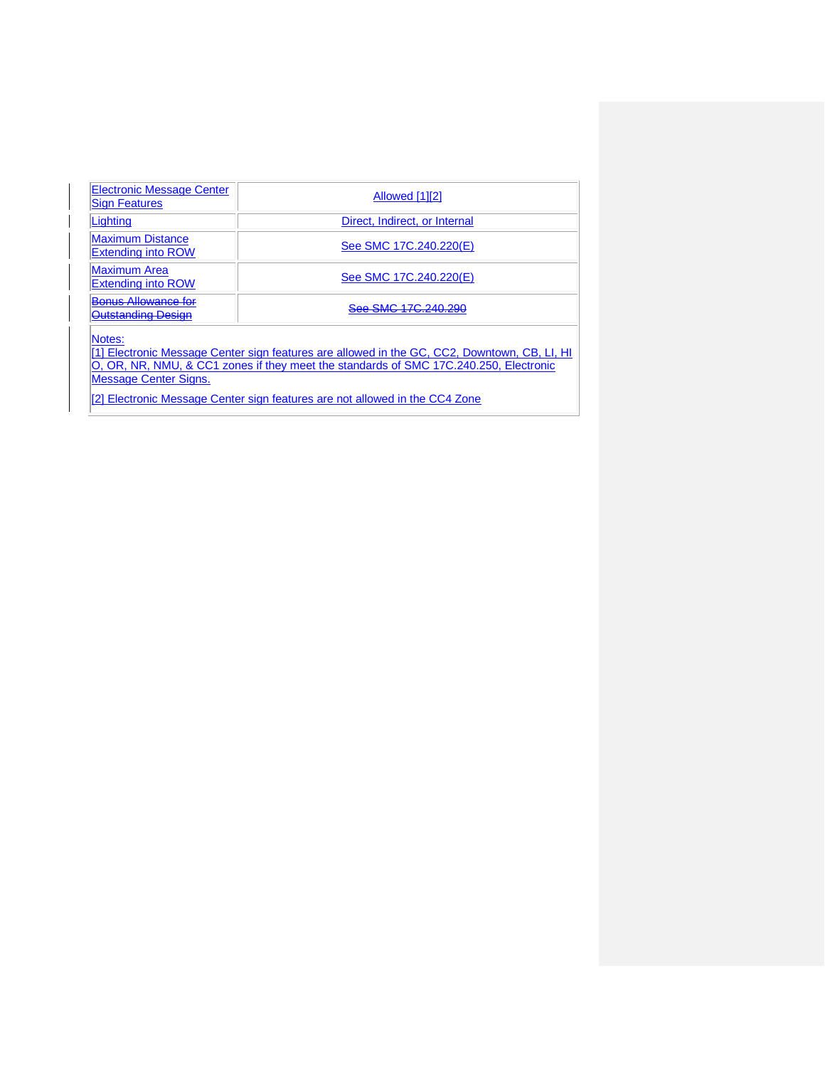| | |
|---|---|
| Electronic Message Center Sign Features | Allowed [1][2] |
| Lighting | Direct, Indirect, or Internal |
| Maximum Distance Extending into ROW | See SMC 17C.240.220(E) |
| Maximum Area Extending into ROW | See SMC 17C.240.220(E) |
| ~~Bonus Allowance for Outstanding Design~~ | ~~See SMC 17C.240.290~~ |

Notes:
[1] Electronic Message Center sign features are allowed in the GC, CC2, Downtown, CB, LI, HI O, OR, NR, NMU, & CC1 zones if they meet the standards of SMC 17C.240.250, Electronic Message Center Signs.

[2] Electronic Message Center sign features are not allowed in the CC4 Zone